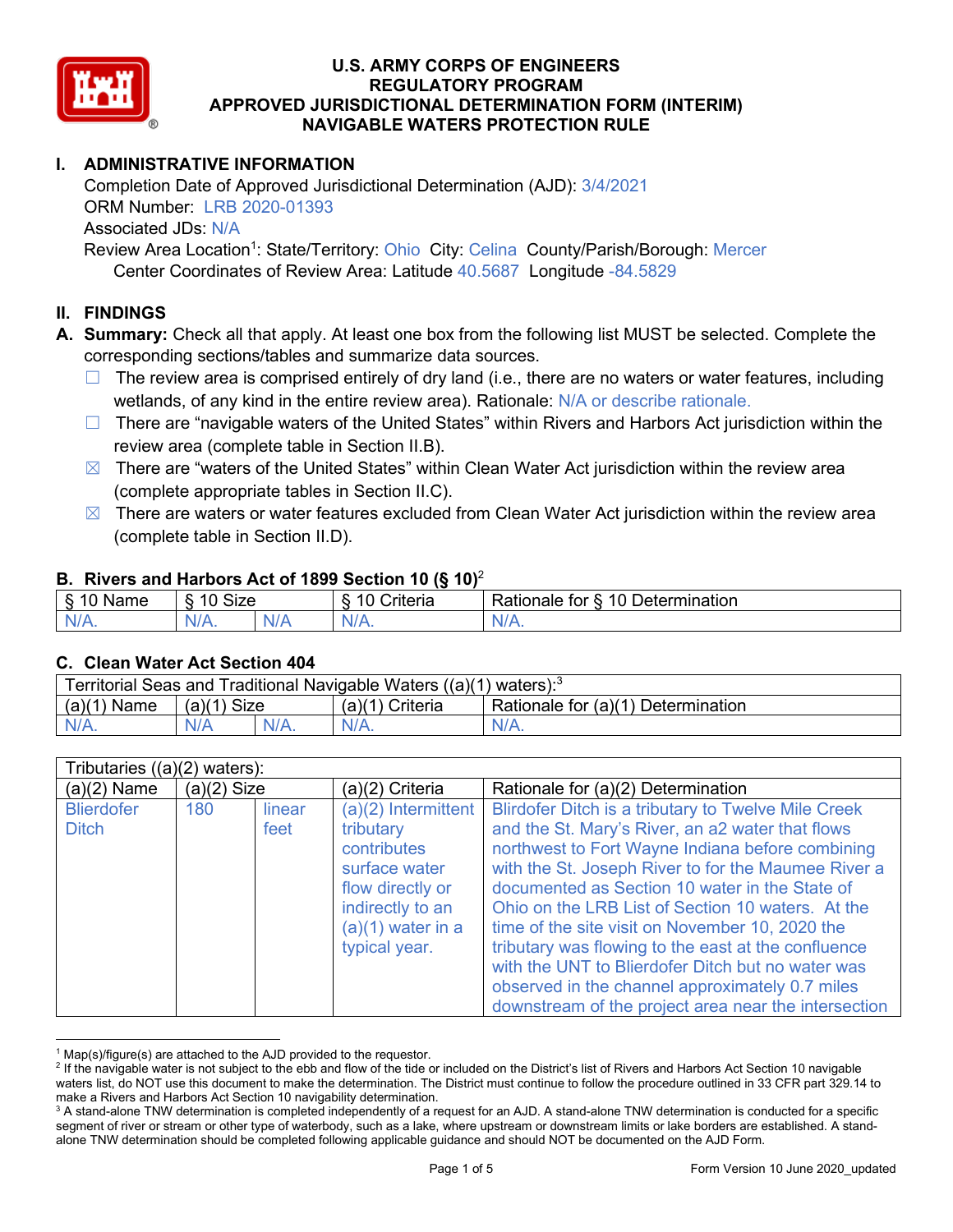# U.S. ARMY CORPS OF ENGINEERS
# REGULATORY PROGRAM
# APPROVED JURISDICTIONAL DETERMINATION FORM (INTERIM)
# NAVIGABLE WATERS PROTECTION RULE

## I. ADMINISTRATIVE INFORMATION

Completion Date of Approved Jurisdictional Determination (AJD): 3/4/2021
ORM Number: LRB 2020-01393
Associated JDs: N/A
Review Area Location[1]: State/Territory: Ohio City: Celina County/Parish/Borough: Mercer
Center Coordinates of Review Area: Latitude 40.5687 Longitude -84.5829

## II. FINDINGS

**A. Summary:** Check all that apply. At least one box from the following list MUST be selected. Complete the corresponding sections/tables and summarize data sources.

- ☐ The review area is comprised entirely of dry land (i.e., there are no waters or water features, including wetlands, of any kind in the entire review area). Rationale: N/A or describe rationale.
- ☐ There are "navigable waters of the United States" within Rivers and Harbors Act jurisdiction within the review area (complete table in Section II.B).
- ☒ There are "waters of the United States" within Clean Water Act jurisdiction within the review area (complete appropriate tables in Section II.C).
- ☒ There are waters or water features excluded from Clean Water Act jurisdiction within the review area (complete table in Section II.D).

### B. Rivers and Harbors Act of 1899 Section 10 (§ 10)[2]

| § 10 Name | § 10 Size | | § 10 Criteria | Rationale for § 10 Determination |
|---|---|---|---|---|
| N/A. | N/A. | N/A | N/A. | N/A. |

### C. Clean Water Act Section 404

| Territorial Seas and Traditional Navigable Waters ((a)(1) waters):[3] | | | | |
|---|---|---|---|---|
| (a)(1) Name | (a)(1) Size | | (a)(1) Criteria | Rationale for (a)(1) Determination |
| N/A. | N/A | N/A. | N/A. | N/A. |

| Tributaries ((a)(2) waters): | | | | |
|---|---|---|---|---|
| (a)(2) Name | (a)(2) Size | | (a)(2) Criteria | Rationale for (a)(2) Determination |
| Blierdofer Ditch | 180 | linear feet | (a)(2) Intermittent tributary contributes surface water flow directly or indirectly to an (a)(1) water in a typical year. | Blirdofer Ditch is a tributary to Twelve Mile Creek and the St. Mary's River, an a2 water that flows northwest to Fort Wayne Indiana before combining with the St. Joseph River to for the Maumee River a documented as Section 10 water in the State of Ohio on the LRB List of Section 10 waters. At the time of the site visit on November 10, 2020 the tributary was flowing to the east at the confluence with the UNT to Blierdofer Ditch but no water was observed in the channel approximately 0.7 miles downstream of the project area near the intersection |

---

[1] Map(s)/figure(s) are attached to the AJD provided to the requestor.
[2] If the navigable water is not subject to the ebb and flow of the tide or included on the District's list of Rivers and Harbors Act Section 10 navigable waters list, do NOT use this document to make the determination. The District must continue to follow the procedure outlined in 33 CFR part 329.14 to make a Rivers and Harbors Act Section 10 navigability determination.
[3] A stand-alone TNW determination is completed independently of a request for an AJD. A stand-alone TNW determination is conducted for a specific segment of river or stream or other type of waterbody, such as a lake, where upstream or downstream limits or lake borders are established. A stand-alone TNW determination should be completed following applicable guidance and should NOT be documented on the AJD Form.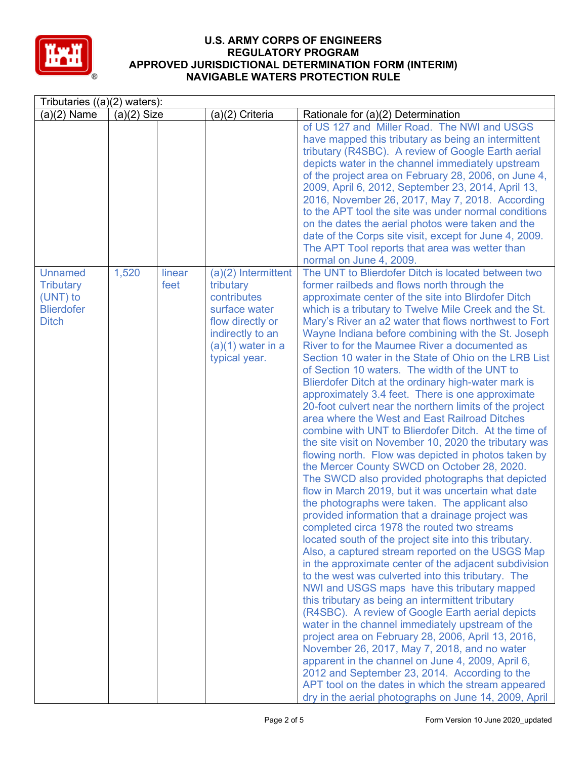# U.S. ARMY CORPS OF ENGINEERS
## REGULATORY PROGRAM
## APPROVED JURISDICTIONAL DETERMINATION FORM (INTERIM)
## NAVIGABLE WATERS PROTECTION RULE

| Tributaries ((a)(2) waters): | | | | |
|---|---|---|---|---|
| (a)(2) Name | (a)(2) Size | | (a)(2) Criteria | Rationale for (a)(2) Determination |
| | | | | of US 127 and Miller Road. The NWI and USGS have mapped this tributary as being an intermittent tributary (R4SBC). A review of Google Earth aerial depicts water in the channel immediately upstream of the project area on February 28, 2006, on June 4, 2009, April 6, 2012, September 23, 2014, April 13, 2016, November 26, 2017, May 7, 2018. According to the APT tool the site was under normal conditions on the dates the aerial photos were taken and the date of the Corps site visit, except for June 4, 2009. The APT Tool reports that area was wetter than normal on June 4, 2009. |
| Unnamed Tributary (UNT) to Blierdofer Ditch | 1,520 | linear feet | (a)(2) Intermittent tributary contributes surface water flow directly or indirectly to an (a)(1) water in a typical year. | The UNT to Blierdofer Ditch is located between two former railbeds and flows north through the approximate center of the site into Blirdofer Ditch which is a tributary to Twelve Mile Creek and the St. Mary's River an a2 water that flows northwest to Fort Wayne Indiana before combining with the St. Joseph River to for the Maumee River a documented as Section 10 water in the State of Ohio on the LRB List of Section 10 waters. The width of the UNT to Blierdofer Ditch at the ordinary high-water mark is approximately 3.4 feet. There is one approximate 20-foot culvert near the northern limits of the project area where the West and East Railroad Ditches combine with UNT to Blierdofer Ditch. At the time of the site visit on November 10, 2020 the tributary was flowing north. Flow was depicted in photos taken by the Mercer County SWCD on October 28, 2020. The SWCD also provided photographs that depicted flow in March 2019, but it was uncertain what date the photographs were taken. The applicant also provided information that a drainage project was completed circa 1978 the routed two streams located south of the project site into this tributary. Also, a captured stream reported on the USGS Map in the approximate center of the adjacent subdivision to the west was culverted into this tributary. The NWI and USGS maps have this tributary mapped this tributary as being an intermittent tributary (R4SBC). A review of Google Earth aerial depicts water in the channel immediately upstream of the project area on February 28, 2006, April 13, 2016, November 26, 2017, May 7, 2018, and no water apparent in the channel on June 4, 2009, April 6, 2012 and September 23, 2014. According to the APT tool on the dates in which the stream appeared dry in the aerial photographs on June 14, 2009, April |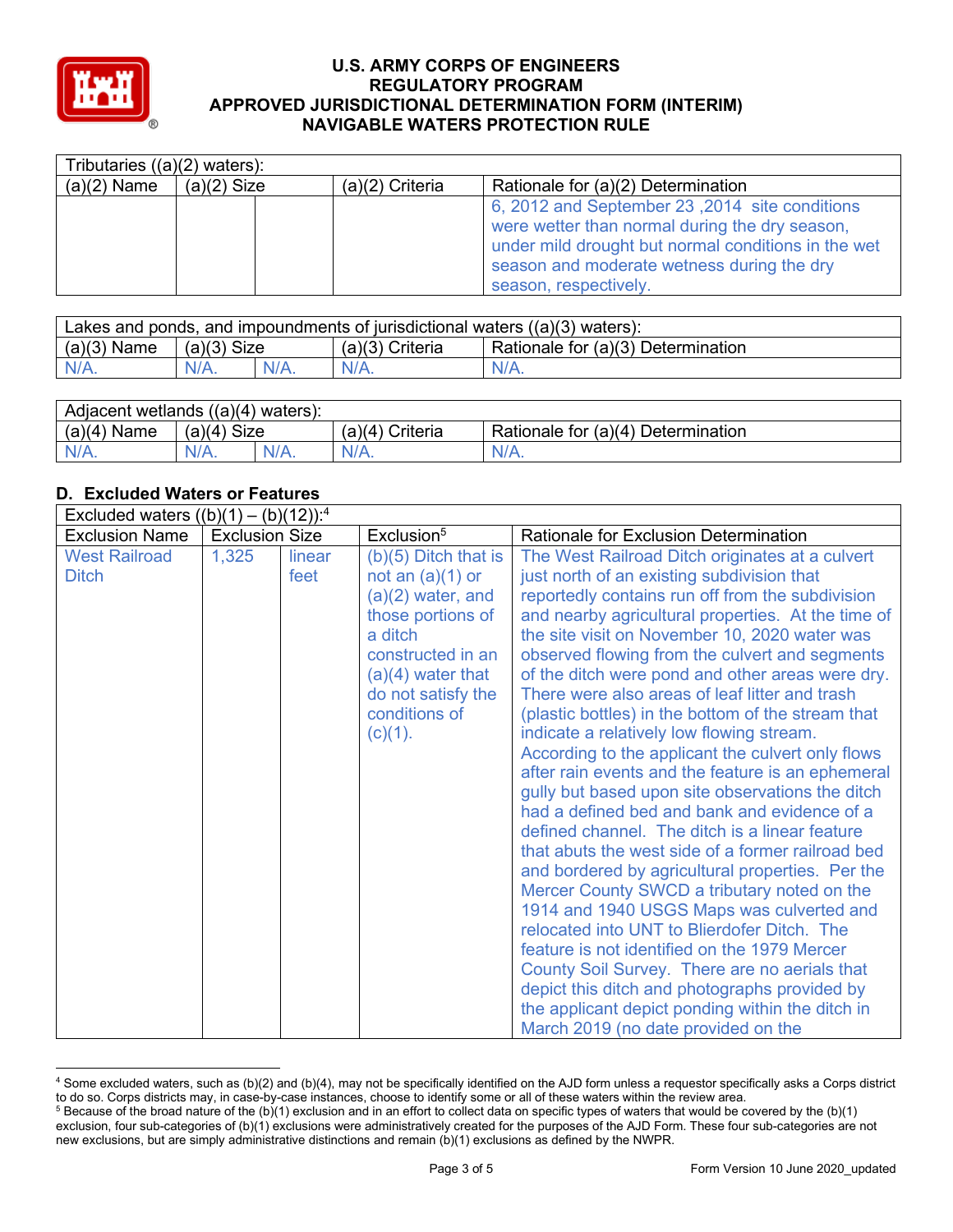# U.S. ARMY CORPS OF ENGINEERS
# REGULATORY PROGRAM
# APPROVED JURISDICTIONAL DETERMINATION FORM (INTERIM)
# NAVIGABLE WATERS PROTECTION RULE

| Tributaries ((a)(2) waters): | | | | |
|---|---|---|---|---|
| (a)(2) Name | (a)(2) Size | | (a)(2) Criteria | Rationale for (a)(2) Determination |
| | | | | 6, 2012 and September 23 ,2014 site conditions were wetter than normal during the dry season, under mild drought but normal conditions in the wet season and moderate wetness during the dry season, respectively. |

| Lakes and ponds, and impoundments of jurisdictional waters ((a)(3) waters): | | | | |
|---|---|---|---|---|
| (a)(3) Name | (a)(3) Size | | (a)(3) Criteria | Rationale for (a)(3) Determination |
| N/A. | N/A. | N/A. | N/A. | N/A. |

| Adjacent wetlands ((a)(4) waters): | | | | |
|---|---|---|---|---|
| (a)(4) Name | (a)(4) Size | | (a)(4) Criteria | Rationale for (a)(4) Determination |
| N/A. | N/A. | N/A. | N/A. | N/A. |

## D. Excluded Waters or Features

| Excluded waters ((b)(1) – (b)(12)):[4] | | | | |
|---|---|---|---|---|
| Exclusion Name | Exclusion Size | | Exclusion[5] | Rationale for Exclusion Determination |
| West Railroad Ditch | 1,325 | linear feet | (b)(5) Ditch that is not an (a)(1) or (a)(2) water, and those portions of a ditch constructed in an (a)(4) water that do not satisfy the conditions of (c)(1). | The West Railroad Ditch originates at a culvert just north of an existing subdivision that reportedly contains run off from the subdivision and nearby agricultural properties. At the time of the site visit on November 10, 2020 water was observed flowing from the culvert and segments of the ditch were pond and other areas were dry. There were also areas of leaf litter and trash (plastic bottles) in the bottom of the stream that indicate a relatively low flowing stream. According to the applicant the culvert only flows after rain events and the feature is an ephemeral gully but based upon site observations the ditch had a defined bed and bank and evidence of a defined channel. The ditch is a linear feature that abuts the west side of a former railroad bed and bordered by agricultural properties. Per the Mercer County SWCD a tributary noted on the 1914 and 1940 USGS Maps was culverted and relocated into UNT to Blierdofer Ditch. The feature is not identified on the 1979 Mercer County Soil Survey. There are no aerials that depict this ditch and photographs provided by the applicant depict ponding within the ditch in March 2019 (no date provided on the |

[4] Some excluded waters, such as (b)(2) and (b)(4), may not be specifically identified on the AJD form unless a requestor specifically asks a Corps district to do so. Corps districts may, in case-by-case instances, choose to identify some or all of these waters within the review area.

[5] Because of the broad nature of the (b)(1) exclusion and in an effort to collect data on specific types of waters that would be covered by the (b)(1) exclusion, four sub-categories of (b)(1) exclusions were administratively created for the purposes of the AJD Form. These four sub-categories are not new exclusions, but are simply administrative distinctions and remain (b)(1) exclusions as defined by the NWPR.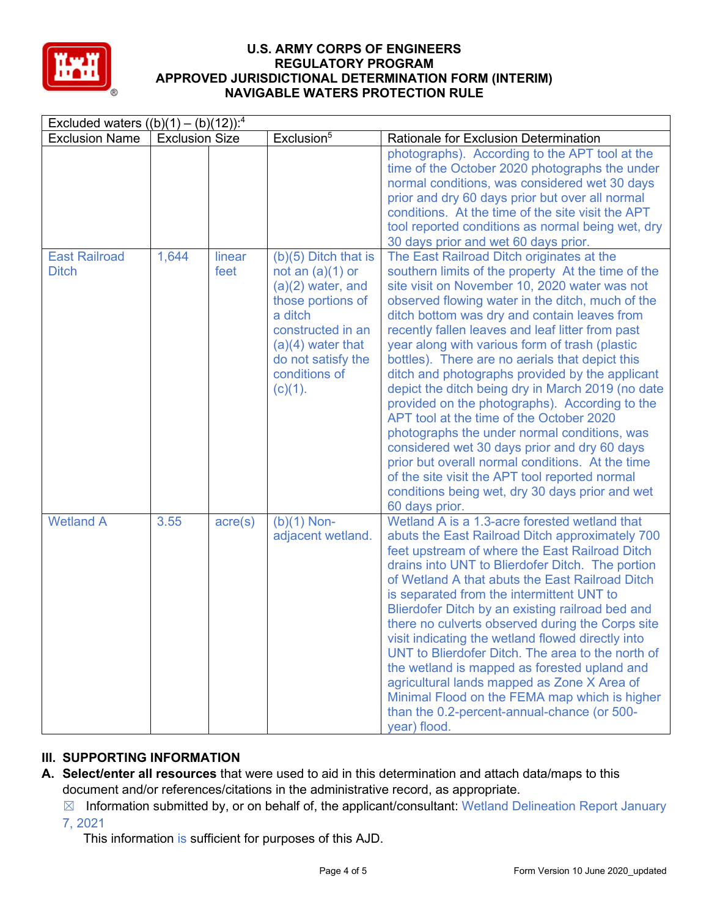# U.S. ARMY CORPS OF ENGINEERS
# REGULATORY PROGRAM
# APPROVED JURISDICTIONAL DETERMINATION FORM (INTERIM)
# NAVIGABLE WATERS PROTECTION RULE

| Excluded waters ((b)(1) – (b)(12)):[4] | | | | |
|---|---|---|---|---|
| Exclusion Name | Exclusion Size | | Exclusion[5] | Rationale for Exclusion Determination |
| | | | | photographs). According to the APT tool at the time of the October 2020 photographs the under normal conditions, was considered wet 30 days prior and dry 60 days prior but over all normal conditions. At the time of the site visit the APT tool reported conditions as normal being wet, dry 30 days prior and wet 60 days prior. |
| East Railroad Ditch | 1,644 | linear feet | (b)(5) Ditch that is not an (a)(1) or (a)(2) water, and those portions of a ditch constructed in an (a)(4) water that do not satisfy the conditions of (c)(1). | The East Railroad Ditch originates at the southern limits of the property At the time of the site visit on November 10, 2020 water was not observed flowing water in the ditch, much of the ditch bottom was dry and contain leaves from recently fallen leaves and leaf litter from past year along with various form of trash (plastic bottles). There are no aerials that depict this ditch and photographs provided by the applicant depict the ditch being dry in March 2019 (no date provided on the photographs). According to the APT tool at the time of the October 2020 photographs the under normal conditions, was considered wet 30 days prior and dry 60 days prior but overall normal conditions. At the time of the site visit the APT tool reported normal conditions being wet, dry 30 days prior and wet 60 days prior. |
| Wetland A | 3.55 | acre(s) | (b)(1) Non-adjacent wetland. | Wetland A is a 1.3-acre forested wetland that abuts the East Railroad Ditch approximately 700 feet upstream of where the East Railroad Ditch drains into UNT to Blierdofer Ditch. The portion of Wetland A that abuts the East Railroad Ditch is separated from the intermittent UNT to Blierdofer Ditch by an existing railroad bed and there no culverts observed during the Corps site visit indicating the wetland flowed directly into UNT to Blierdofer Ditch. The area to the north of the wetland is mapped as forested upland and agricultural lands mapped as Zone X Area of Minimal Flood on the FEMA map which is higher than the 0.2-percent-annual-chance (or 500-year) flood. |

## III. SUPPORTING INFORMATION

**A. Select/enter all resources** that were used to aid in this determination and attach data/maps to this document and/or references/citations in the administrative record, as appropriate.

☒ Information submitted by, or on behalf of, the applicant/consultant: Wetland Delineation Report January 7, 2021

This information is sufficient for purposes of this AJD.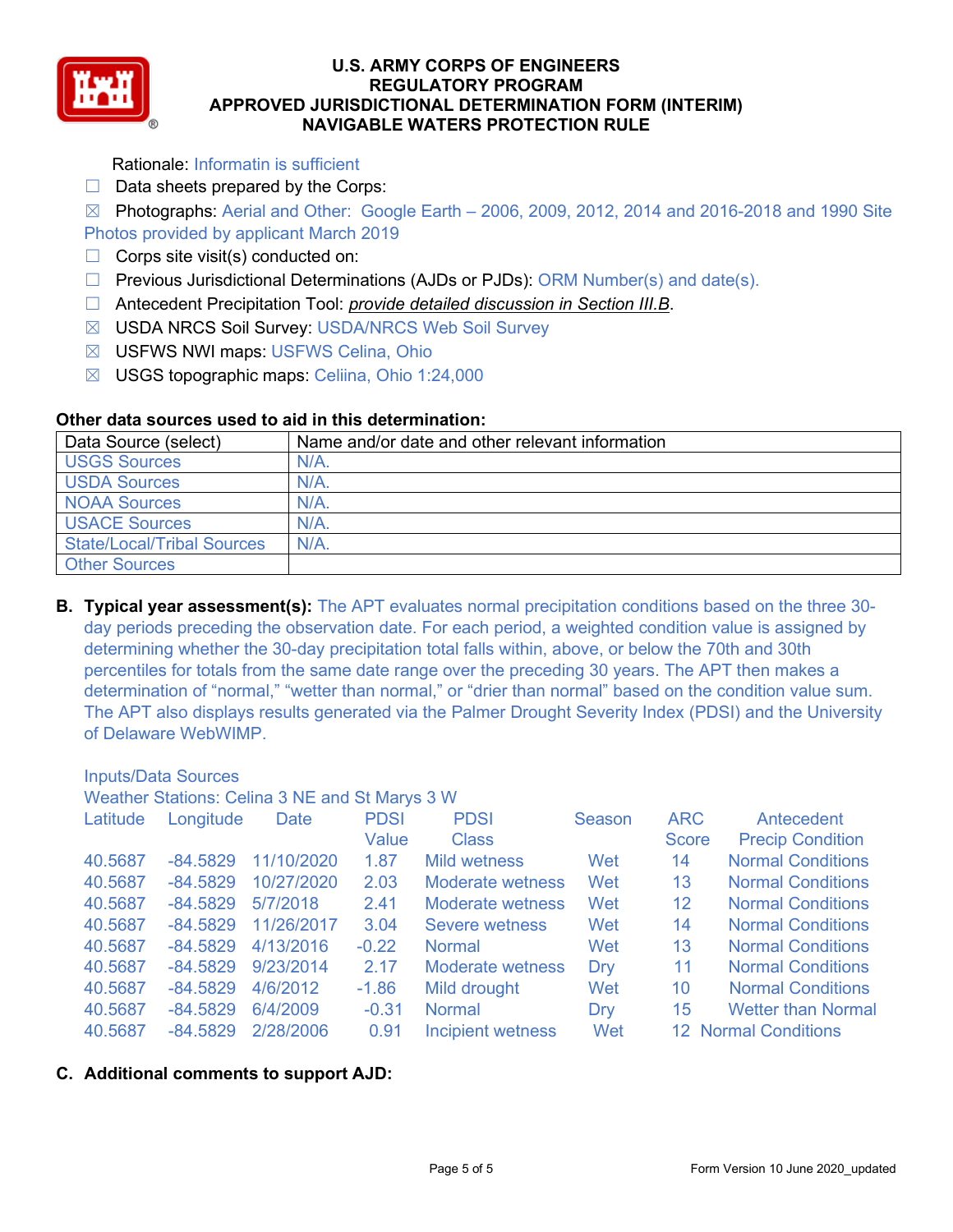Rationale: Informatin is sufficient

☐ Data sheets prepared by the Corps:

☒ Photographs: Aerial and Other: Google Earth – 2006, 2009, 2012, 2014 and 2016-2018 and 1990 Site Photos provided by applicant March 2019

☐ Corps site visit(s) conducted on:

☐ Previous Jurisdictional Determinations (AJDs or PJDs): ORM Number(s) and date(s).

☐ Antecedent Precipitation Tool: *provide detailed discussion in Section III.B*.

☒ USDA NRCS Soil Survey: USDA/NRCS Web Soil Survey

☒ USFWS NWI maps: USFWS Celina, Ohio

☒ USGS topographic maps: Celiina, Ohio 1:24,000

**Other data sources used to aid in this determination:**

| Data Source (select) | Name and/or date and other relevant information |
|---|---|
| USGS Sources | N/A. |
| USDA Sources | N/A. |
| NOAA Sources | N/A. |
| USACE Sources | N/A. |
| State/Local/Tribal Sources | N/A. |
| Other Sources | |

**B. Typical year assessment(s):** The APT evaluates normal precipitation conditions based on the three 30-day periods preceding the observation date. For each period, a weighted condition value is assigned by determining whether the 30-day precipitation total falls within, above, or below the 70th and 30th percentiles for totals from the same date range over the preceding 30 years. The APT then makes a determination of "normal," "wetter than normal," or "drier than normal" based on the condition value sum. The APT also displays results generated via the Palmer Drought Severity Index (PDSI) and the University of Delaware WebWIMP.

Inputs/Data Sources

Weather Stations: Celina 3 NE and St Marys 3 W

| Latitude | Longitude | Date | PDSI Value | PDSI Class | Season | ARC Score | Antecedent Precip Condition |
|---|---|---|---|---|---|---|---|
| 40.5687 | -84.5829 | 11/10/2020 | 1.87 | Mild wetness | Wet | 14 | Normal Conditions |
| 40.5687 | -84.5829 | 10/27/2020 | 2.03 | Moderate wetness | Wet | 13 | Normal Conditions |
| 40.5687 | -84.5829 | 5/7/2018 | 2.41 | Moderate wetness | Wet | 12 | Normal Conditions |
| 40.5687 | -84.5829 | 11/26/2017 | 3.04 | Severe wetness | Wet | 14 | Normal Conditions |
| 40.5687 | -84.5829 | 4/13/2016 | -0.22 | Normal | Wet | 13 | Normal Conditions |
| 40.5687 | -84.5829 | 9/23/2014 | 2.17 | Moderate wetness | Dry | 11 | Normal Conditions |
| 40.5687 | -84.5829 | 4/6/2012 | -1.86 | Mild drought | Wet | 10 | Normal Conditions |
| 40.5687 | -84.5829 | 6/4/2009 | -0.31 | Normal | Dry | 15 | Wetter than Normal |
| 40.5687 | -84.5829 | 2/28/2006 | 0.91 | Incipient wetness | Wet | 12 | Normal Conditions |

**C. Additional comments to support AJD:**